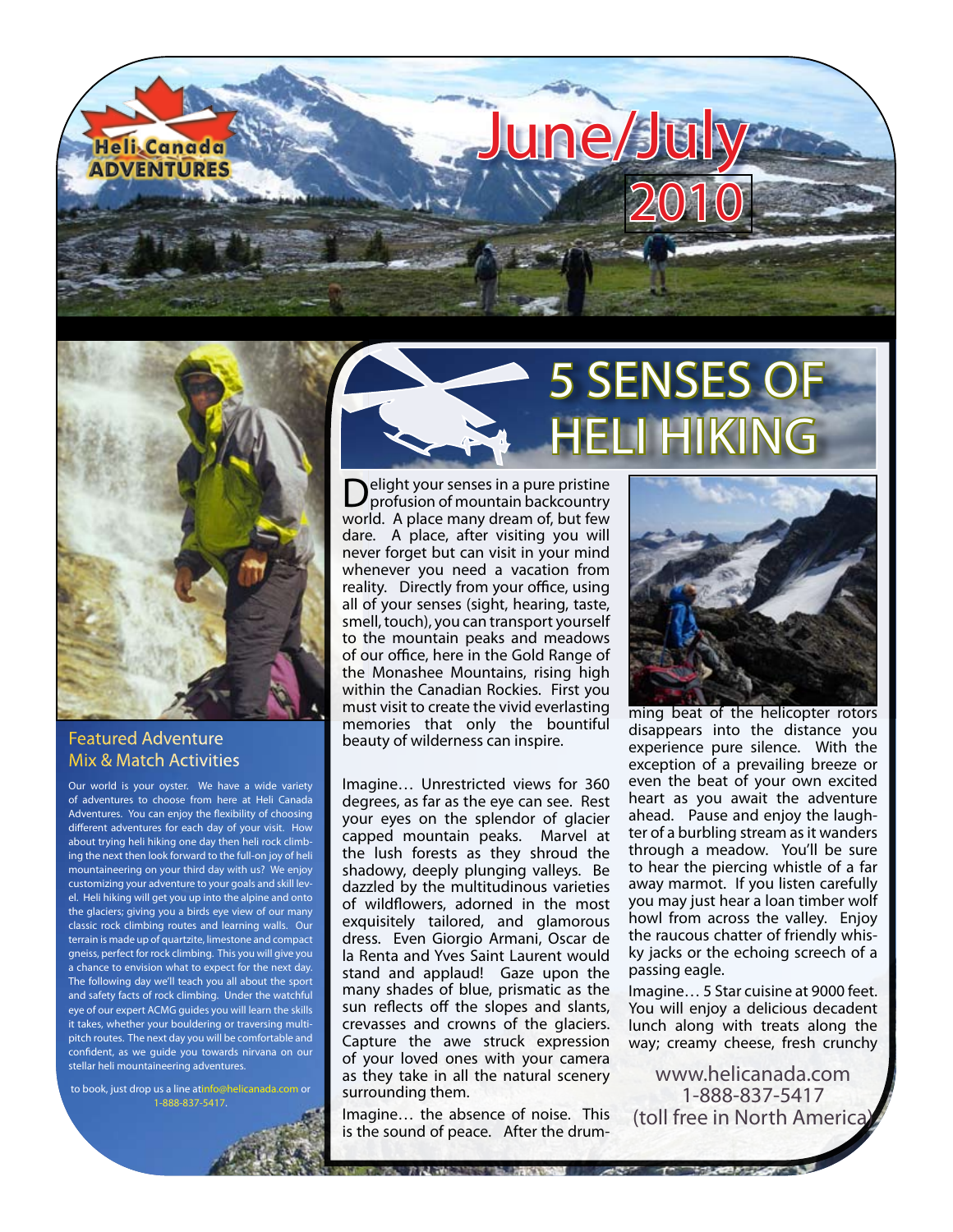Heli Canada ADVENTURES

# June/July 2010

## 5 SENSES OF HELI HIKING

Delight your senses in a pure pristine profusion of mountain backcountry world. A place many dream of, but few dare. A place, after visiting you will never forget but can visit in your mind whenever you need a vacation from reality. Directly from your office, using all of your senses (sight, hearing, taste, smell, touch), you can transport yourself to the mountain peaks and meadows of our office, here in the Gold Range of the Monashee Mountains, rising high within the Canadian Rockies. First you must visit to create the vivid everlasting memories that only the bountiful beauty of wilderness can inspire.

Imagine… Unrestricted views for 360 degrees, as far as the eye can see. Rest your eyes on the splendor of glacier capped mountain peaks. Marvel at the lush forests as they shroud the shadowy, deeply plunging valleys. Be dazzled by the multitudinous varieties of wildflowers, adorned in the most exquisitely tailored, and glamorous dress. Even Giorgio Armani, Oscar de la Renta and Yves Saint Laurent would stand and applaud! Gaze upon the many shades of blue, prismatic as the sun reflects off the slopes and slants, crevasses and crowns of the glaciers. Capture the awe struck expression of your loved ones with your camera as they take in all the natural scenery surrounding them.

Imagine… the absence of noise. This is the sound of peace. After the drumming beat of the helicopter rotors disappears into the distance you experience pure silence. With the exception of a prevailing breeze or even the beat of your own excited heart as you await the adventure ahead. Pause and enjoy the laughter of a burbling stream as it wanders through a meadow. You'll be sure to hear the piercing whistle of a far away marmot. If you listen carefully you may just hear a loan timber wolf howl from across the valley. Enjoy the raucous chatter of friendly whisky jacks or the echoing screech of a passing eagle.

Imagine… 5 Star cuisine at 9000 feet. You will enjoy a delicious decadent lunch along with treats along the way; creamy cheese, fresh crunchy

www.helicanada.com
1-888-837-5417
(toll free in North America)

### Featured Adventure
### Mix & Match Activities

Our world is your oyster. We have a wide variety of adventures to choose from here at Heli Canada Adventures. You can enjoy the flexibility of choosing different adventures for each day of your visit. How about trying heli hiking one day then heli rock climbing the next then look forward to the full-on joy of heli mountaineering on your third day with us? We enjoy customizing your adventure to your goals and skill level. Heli hiking will get you up into the alpine and onto the glaciers; giving you a birds eye view of our many classic rock climbing routes and learning walls. Our terrain is made up of quartzite, limestone and compact gneiss, perfect for rock climbing. This you will give you a chance to envision what to expect for the next day. The following day we'll teach you all about the sport and safety facts of rock climbing. Under the watchful eye of our expert ACMG guides you will learn the skills it takes, whether your bouldering or traversing multi-pitch routes. The next day you will be comfortable and confident, as we guide you towards nirvana on our stellar heli mountaineering adventures.

to book, just drop us a line atinfo@helicanada.com or 1-888-837-5417.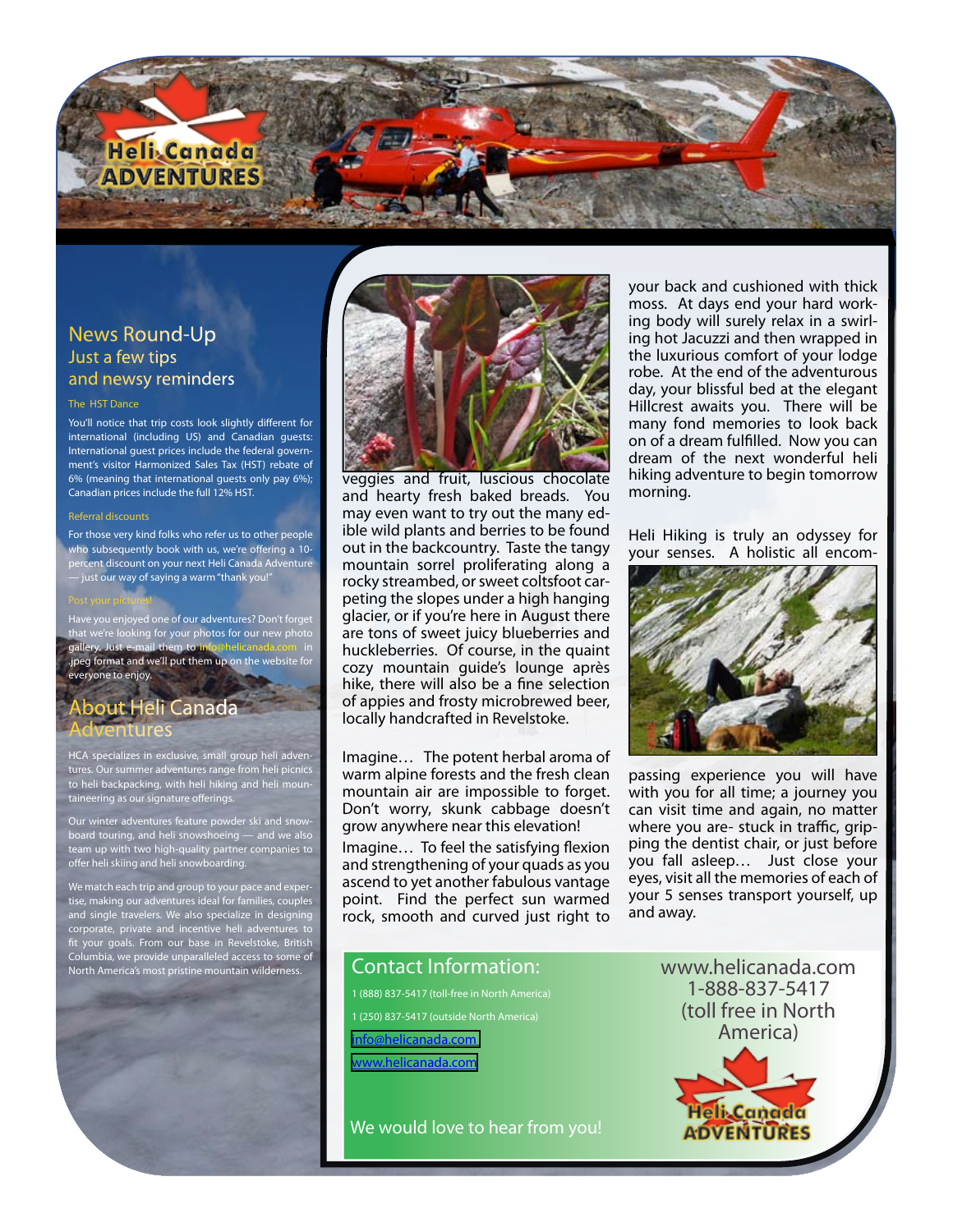## News Round-Up

### Just a few tips and newsy reminders

**The HST Dance**

You'll notice that trip costs look slightly different for international (including US) and Canadian guests: International guest prices include the federal government's visitor Harmonized Sales Tax (HST) rebate of 6% (meaning that international guests only pay 6%); Canadian prices include the full 12% HST.

**Referral discounts**

For those very kind folks who refer us to other people who subsequently book with us, we're offering a 10-percent discount on your next Heli Canada Adventure — just our way of saying a warm "thank you!"

**Post your pictures!**

Have you enjoyed one of our adventures? Don't forget that we're looking for your photos for our new photo gallery. Just e-mail them to info@helicanada.com in .jpeg format and we'll put them up on the website for everyone to enjoy.

## About Heli Canada Adventures

HCA specializes in exclusive, small group heli adventures. Our summer adventures range from heli picnics to heli backpacking, with heli hiking and heli mountaineering as our signature offerings.

Our winter adventures feature powder ski and snowboard touring, and heli snowshoeing — and we also team up with two high-quality partner companies to offer heli skiing and heli snowboarding.

We match each trip and group to your pace and expertise, making our adventures ideal for families, couples and single travelers. We also specialize in designing corporate, private and incentive heli adventures to fit your goals. From our base in Revelstoke, British Columbia, we provide unparalleled access to some of North America's most pristine mountain wilderness.

veggies and fruit, luscious chocolate and hearty fresh baked breads. You may even want to try out the many edible wild plants and berries to be found out in the backcountry. Taste the tangy mountain sorrel proliferating along a rocky streambed, or sweet coltsfoot carpeting the slopes under a high hanging glacier, or if you're here in August there are tons of sweet juicy blueberries and huckleberries. Of course, in the quaint cozy mountain guide's lounge après hike, there will also be a fine selection of appies and frosty microbrewed beer, locally handcrafted in Revelstoke.

Imagine… The potent herbal aroma of warm alpine forests and the fresh clean mountain air are impossible to forget. Don't worry, skunk cabbage doesn't grow anywhere near this elevation!

Imagine… To feel the satisfying flexion and strengthening of your quads as you ascend to yet another fabulous vantage point. Find the perfect sun warmed rock, smooth and curved just right to your back and cushioned with thick moss. At days end your hard working body will surely relax in a swirling hot Jacuzzi and then wrapped in the luxurious comfort of your lodge robe. At the end of the adventurous day, your blissful bed at the elegant Hillcrest awaits you. There will be many fond memories to look back on of a dream fulfilled. Now you can dream of the next wonderful heli hiking adventure to begin tomorrow morning.

Heli Hiking is truly an odyssey for your senses. A holistic all encompassing experience you will have with you for all time; a journey you can visit time and again, no matter where you are- stuck in traffic, gripping the dentist chair, or just before you fall asleep… Just close your eyes, visit all the memories of each of your 5 senses transport yourself, up and away.

## Contact Information:

1 (888) 837-5417 (toll-free in North America)

1 (250) 837-5417 (outside North America)

info@helicanada.com

www.helicanada.com

We would love to hear from you!

www.helicanada.com
1-888-837-5417
(toll free in North America)